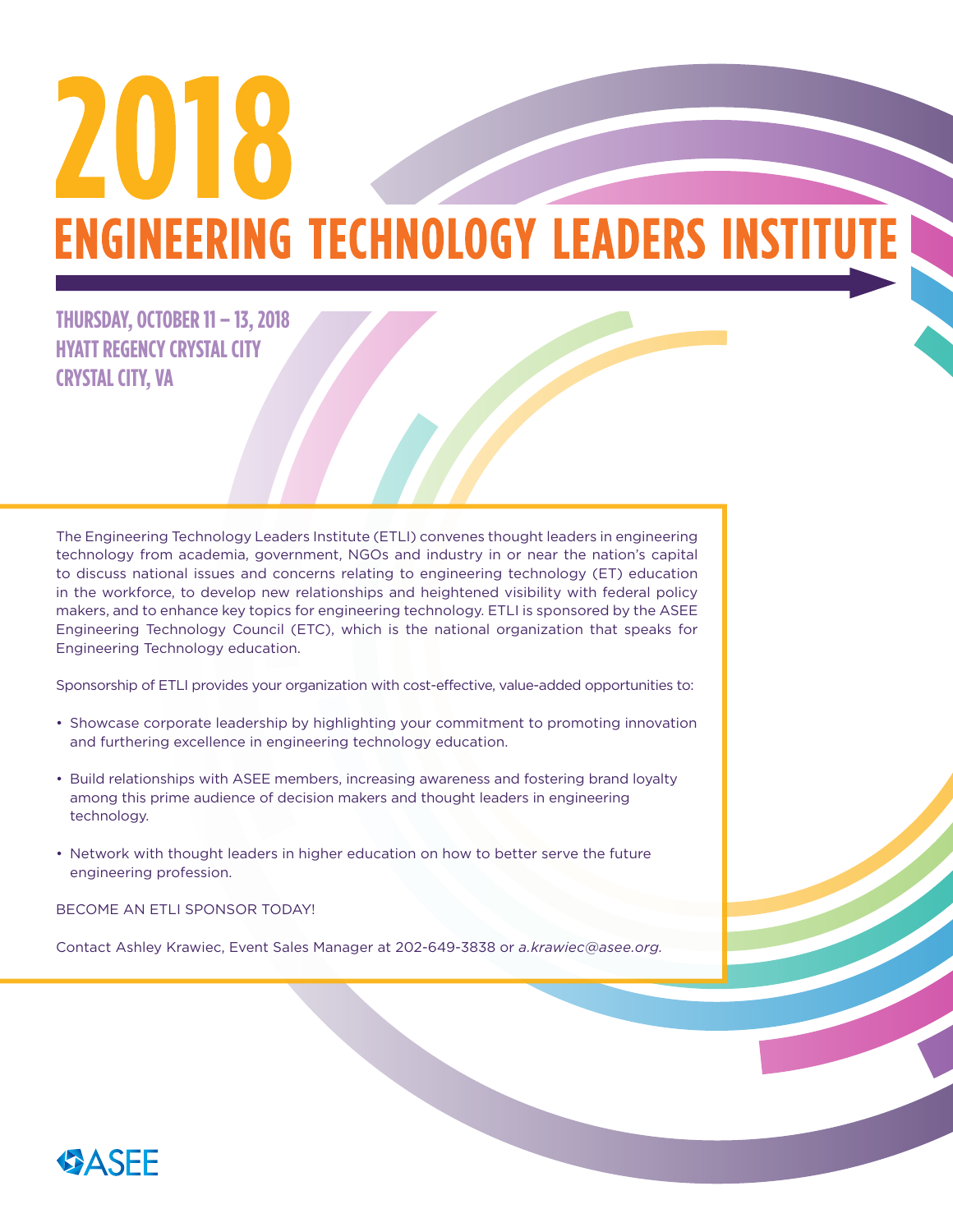# 2018

# ENGINEERING TECHNOLOGY LEADERS INSTITUTE

**THURSDAY, OCTOBER 11 – 13, 2018**
**HYATT REGENCY CRYSTAL CITY**
**CRYSTAL CITY, VA**

The Engineering Technology Leaders Institute (ETLI) convenes thought leaders in engineering technology from academia, government, NGOs and industry in or near the nation's capital to discuss national issues and concerns relating to engineering technology (ET) education in the workforce, to develop new relationships and heightened visibility with federal policy makers, and to enhance key topics for engineering technology. ETLI is sponsored by the ASEE Engineering Technology Council (ETC), which is the national organization that speaks for Engineering Technology education.

Sponsorship of ETLI provides your organization with cost-effective, value-added opportunities to:

- Showcase corporate leadership by highlighting your commitment to promoting innovation and furthering excellence in engineering technology education.
- Build relationships with ASEE members, increasing awareness and fostering brand loyalty among this prime audience of decision makers and thought leaders in engineering technology.
- Network with thought leaders in higher education on how to better serve the future engineering profession.

BECOME AN ETLI SPONSOR TODAY!

Contact Ashley Krawiec, Event Sales Manager at 202-649-3838 or *a.krawiec@asee.org.*

ASEE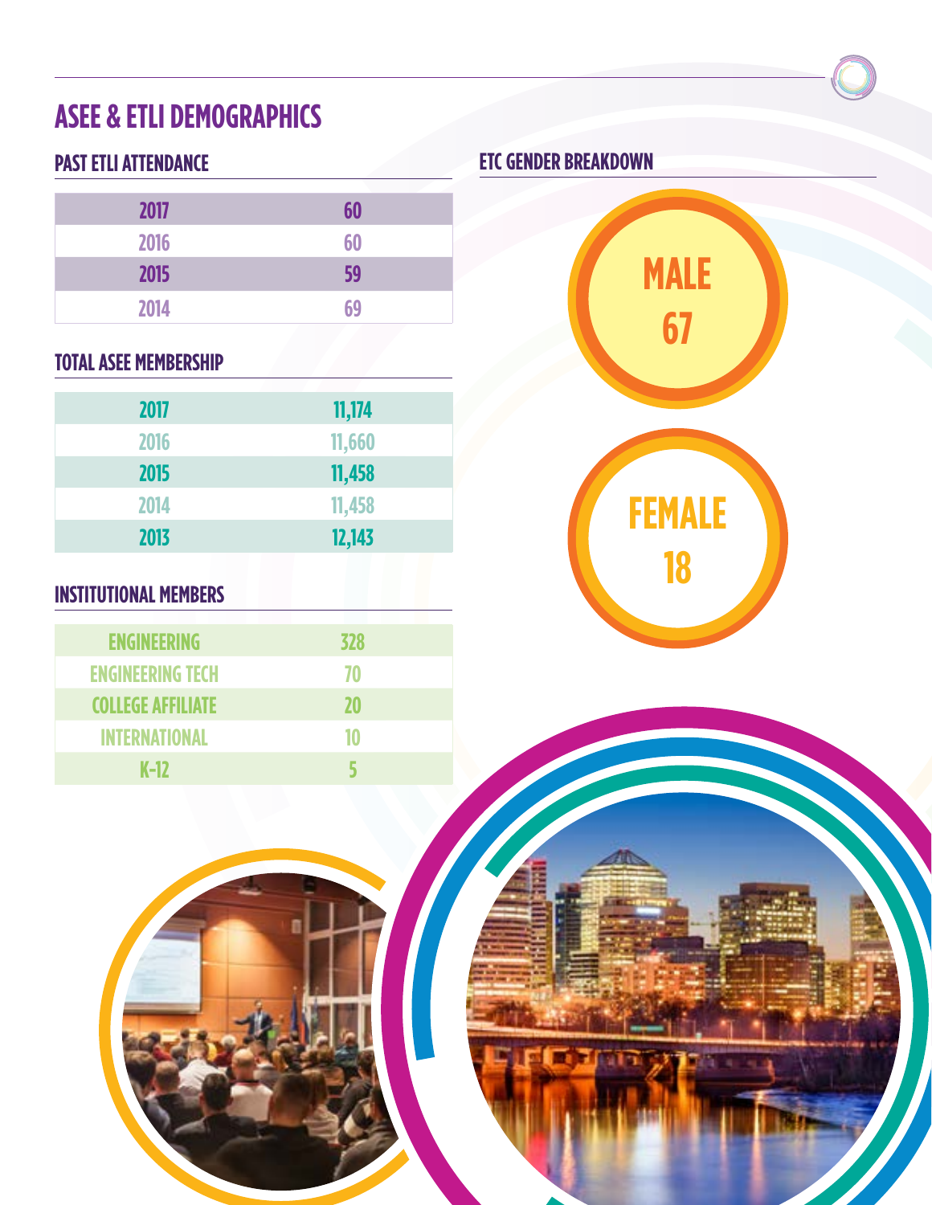# ASEE & ETLI DEMOGRAPHICS

## PAST ETLI ATTENDANCE

| Year | Attendance |
|---|---|
| 2017 | 60 |
| 2016 | 60 |
| 2015 | 59 |
| 2014 | 69 |

## TOTAL ASEE MEMBERSHIP

| Year | Membership |
|---|---|
| 2017 | 11,174 |
| 2016 | 11,660 |
| 2015 | 11,458 |
| 2014 | 11,458 |
| 2013 | 12,143 |

## INSTITUTIONAL MEMBERS

| Type | Count |
|---|---|
| ENGINEERING | 328 |
| ENGINEERING TECH | 70 |
| COLLEGE AFFILIATE | 20 |
| INTERNATIONAL | 10 |
| K-12 | 5 |

## ETC GENDER BREAKDOWN

**MALE** 67

**FEMALE** 18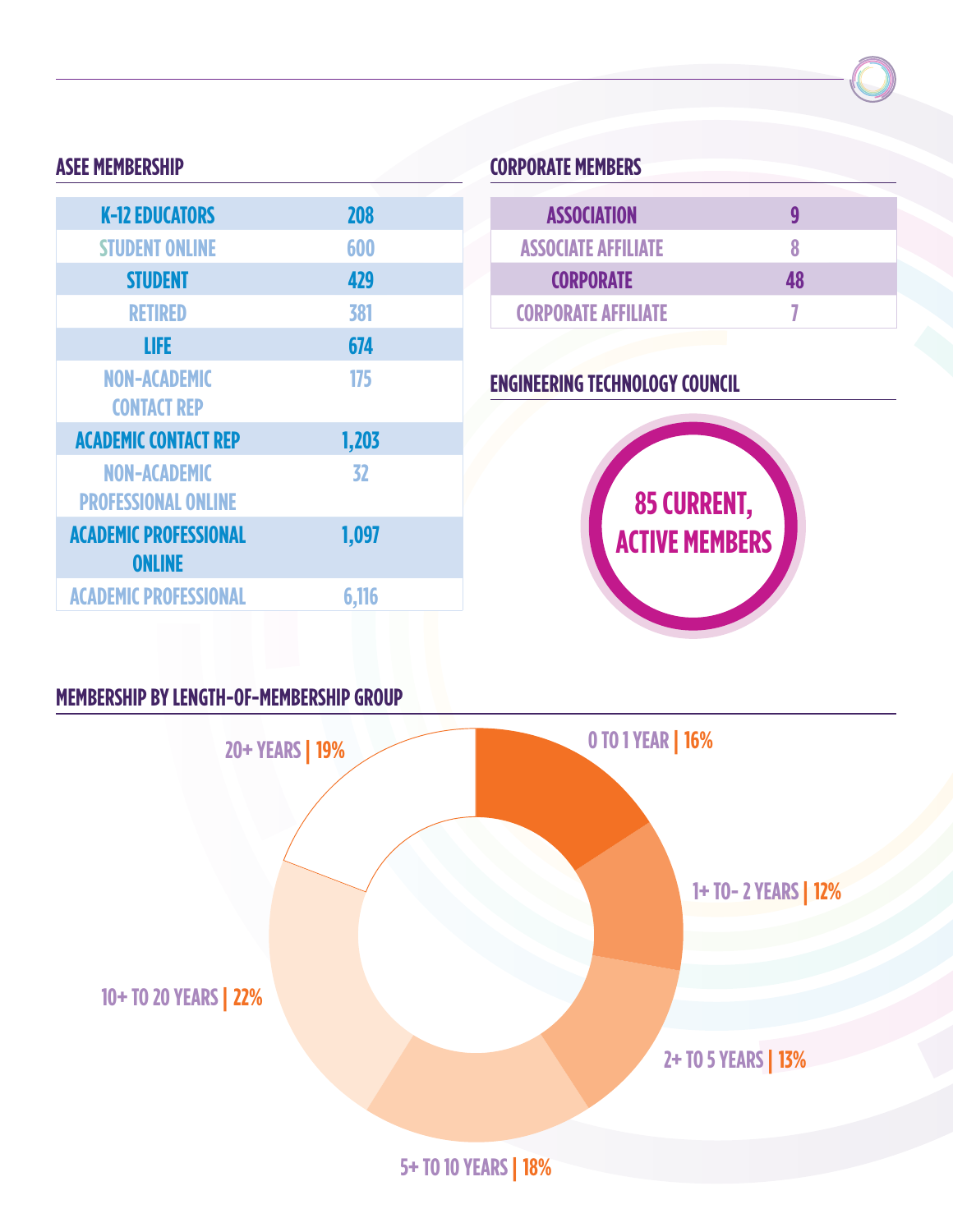## ASEE MEMBERSHIP

| Category | Count |
|---|---|
| K-12 EDUCATORS | 208 |
| STUDENT ONLINE | 600 |
| STUDENT | 429 |
| RETIRED | 381 |
| LIFE | 674 |
| NON-ACADEMIC CONTACT REP | 175 |
| ACADEMIC CONTACT REP | 1,203 |
| NON-ACADEMIC PROFESSIONAL ONLINE | 32 |
| ACADEMIC PROFESSIONAL ONLINE | 1,097 |
| ACADEMIC PROFESSIONAL | 6,116 |

## CORPORATE MEMBERS

| Category | Count |
|---|---|
| ASSOCIATION | 9 |
| ASSOCIATE AFFILIATE | 8 |
| CORPORATE | 48 |
| CORPORATE AFFILIATE | 7 |

## ENGINEERING TECHNOLOGY COUNCIL

**85 CURRENT, ACTIVE MEMBERS**

## MEMBERSHIP BY LENGTH-OF-MEMBERSHIP GROUP

- 0 TO 1 YEAR | 16%
- 1+ TO- 2 YEARS | 12%
- 2+ TO 5 YEARS | 13%
- 5+ TO 10 YEARS | 18%
- 10+ TO 20 YEARS | 22%
- 20+ YEARS | 19%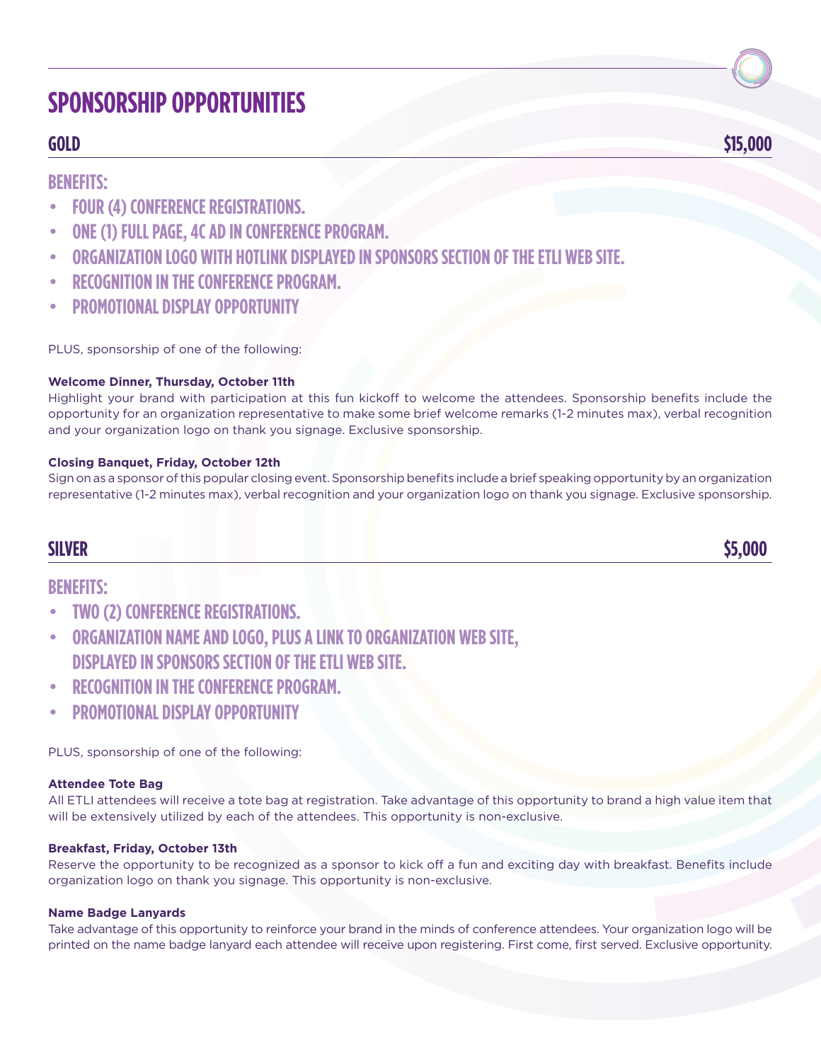# SPONSORSHIP OPPORTUNITIES

## GOLD — $15,000

### BENEFITS:

- FOUR (4) CONFERENCE REGISTRATIONS.
- ONE (1) FULL PAGE, 4C AD IN CONFERENCE PROGRAM.
- ORGANIZATION LOGO WITH HOTLINK DISPLAYED IN SPONSORS SECTION OF THE ETLI WEB SITE.
- RECOGNITION IN THE CONFERENCE PROGRAM.
- PROMOTIONAL DISPLAY OPPORTUNITY

PLUS, sponsorship of one of the following:

**Welcome Dinner, Thursday, October 11th**
Highlight your brand with participation at this fun kickoff to welcome the attendees. Sponsorship benefits include the opportunity for an organization representative to make some brief welcome remarks (1-2 minutes max), verbal recognition and your organization logo on thank you signage. Exclusive sponsorship.

**Closing Banquet, Friday, October 12th**
Sign on as a sponsor of this popular closing event. Sponsorship benefits include a brief speaking opportunity by an organization representative (1-2 minutes max), verbal recognition and your organization logo on thank you signage. Exclusive sponsorship.

## SILVER — $5,000

### BENEFITS:

- TWO (2) CONFERENCE REGISTRATIONS.
- ORGANIZATION NAME AND LOGO, PLUS A LINK TO ORGANIZATION WEB SITE, DISPLAYED IN SPONSORS SECTION OF THE ETLI WEB SITE.
- RECOGNITION IN THE CONFERENCE PROGRAM.
- PROMOTIONAL DISPLAY OPPORTUNITY

PLUS, sponsorship of one of the following:

**Attendee Tote Bag**
All ETLI attendees will receive a tote bag at registration. Take advantage of this opportunity to brand a high value item that will be extensively utilized by each of the attendees. This opportunity is non-exclusive.

**Breakfast, Friday, October 13th**
Reserve the opportunity to be recognized as a sponsor to kick off a fun and exciting day with breakfast. Benefits include organization logo on thank you signage. This opportunity is non-exclusive.

**Name Badge Lanyards**
Take advantage of this opportunity to reinforce your brand in the minds of conference attendees. Your organization logo will be printed on the name badge lanyard each attendee will receive upon registering. First come, first served. Exclusive opportunity.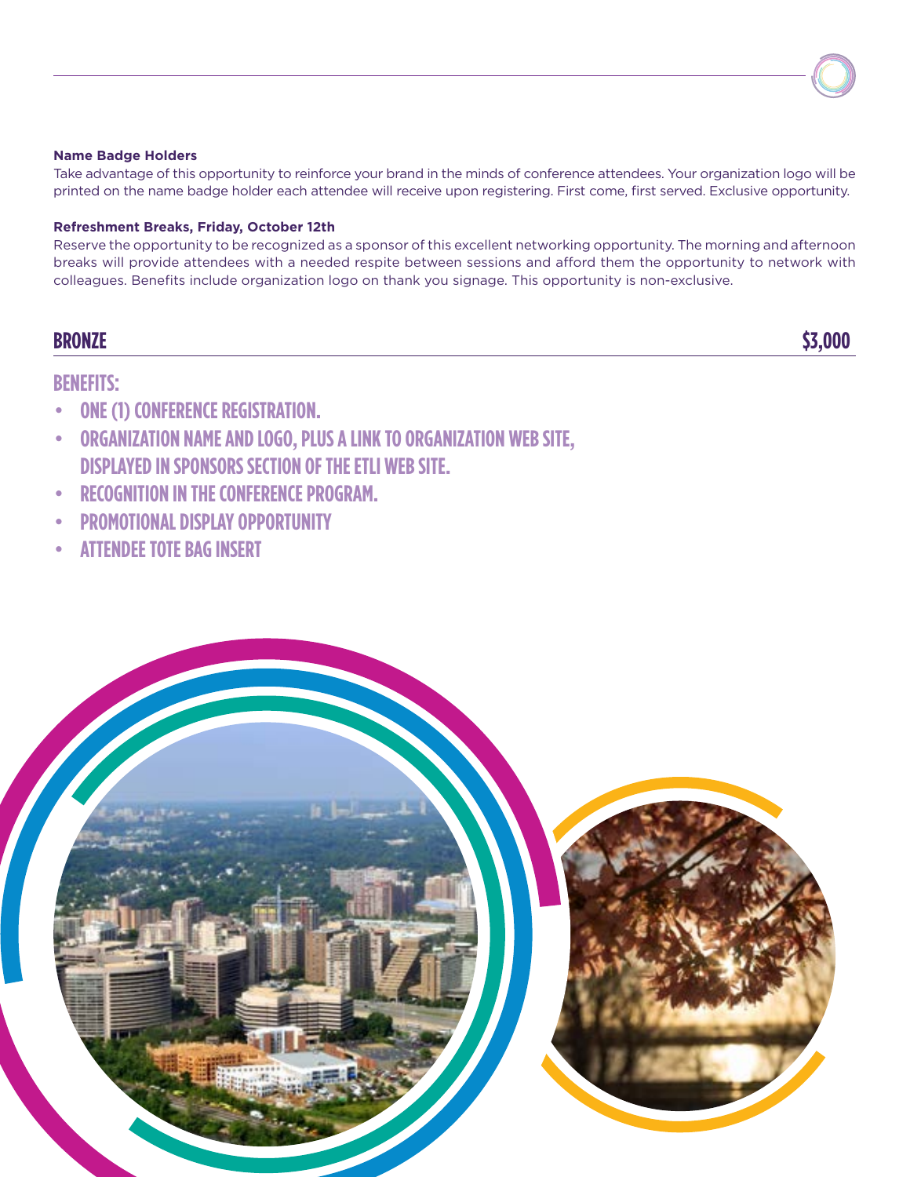**Name Badge Holders**

Take advantage of this opportunity to reinforce your brand in the minds of conference attendees. Your organization logo will be printed on the name badge holder each attendee will receive upon registering. First come, first served. Exclusive opportunity.

**Refreshment Breaks, Friday, October 12th**

Reserve the opportunity to be recognized as a sponsor of this excellent networking opportunity. The morning and afternoon breaks will provide attendees with a needed respite between sessions and afford them the opportunity to network with colleagues. Benefits include organization logo on thank you signage. This opportunity is non-exclusive.

## BRONZE $3,000

### BENEFITS:

- ONE (1) CONFERENCE REGISTRATION.
- ORGANIZATION NAME AND LOGO, PLUS A LINK TO ORGANIZATION WEB SITE, DISPLAYED IN SPONSORS SECTION OF THE ETLI WEB SITE.
- RECOGNITION IN THE CONFERENCE PROGRAM.
- PROMOTIONAL DISPLAY OPPORTUNITY
- ATTENDEE TOTE BAG INSERT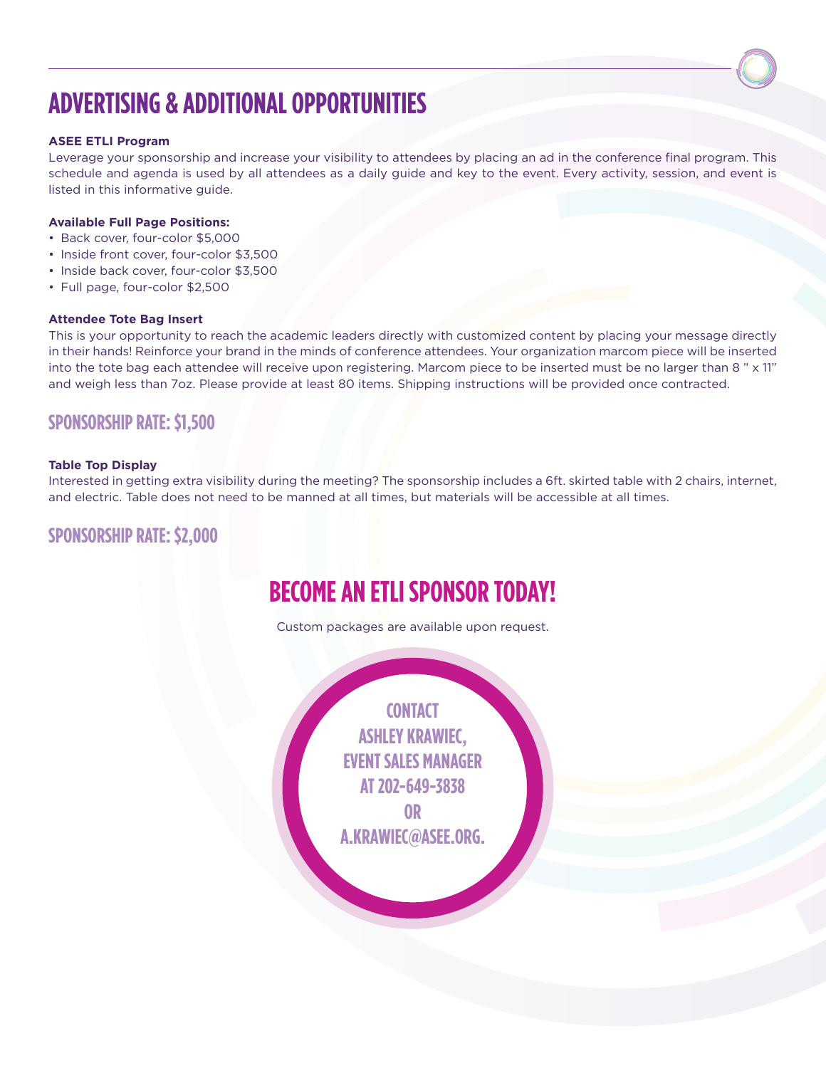# ADVERTISING & ADDITIONAL OPPORTUNITIES

**ASEE ETLI Program**

Leverage your sponsorship and increase your visibility to attendees by placing an ad in the conference final program. This schedule and agenda is used by all attendees as a daily guide and key to the event. Every activity, session, and event is listed in this informative guide.

**Available Full Page Positions:**

- Back cover, four-color $5,000
- Inside front cover, four-color $3,500
- Inside back cover, four-color $3,500
- Full page, four-color $2,500

**Attendee Tote Bag Insert**

This is your opportunity to reach the academic leaders directly with customized content by placing your message directly in their hands! Reinforce your brand in the minds of conference attendees. Your organization marcom piece will be inserted into the tote bag each attendee will receive upon registering. Marcom piece to be inserted must be no larger than 8 " x 11" and weigh less than 7oz. Please provide at least 80 items. Shipping instructions will be provided once contracted.

## SPONSORSHIP RATE: $1,500

**Table Top Display**

Interested in getting extra visibility during the meeting? The sponsorship includes a 6ft. skirted table with 2 chairs, internet, and electric. Table does not need to be manned at all times, but materials will be accessible at all times.

## SPONSORSHIP RATE: $2,000

# BECOME AN ETLI SPONSOR TODAY!

Custom packages are available upon request.

CONTACT
ASHLEY KRAWIEC,
EVENT SALES MANAGER
AT 202-649-3838
OR
A.KRAWIEC@ASEE.ORG.